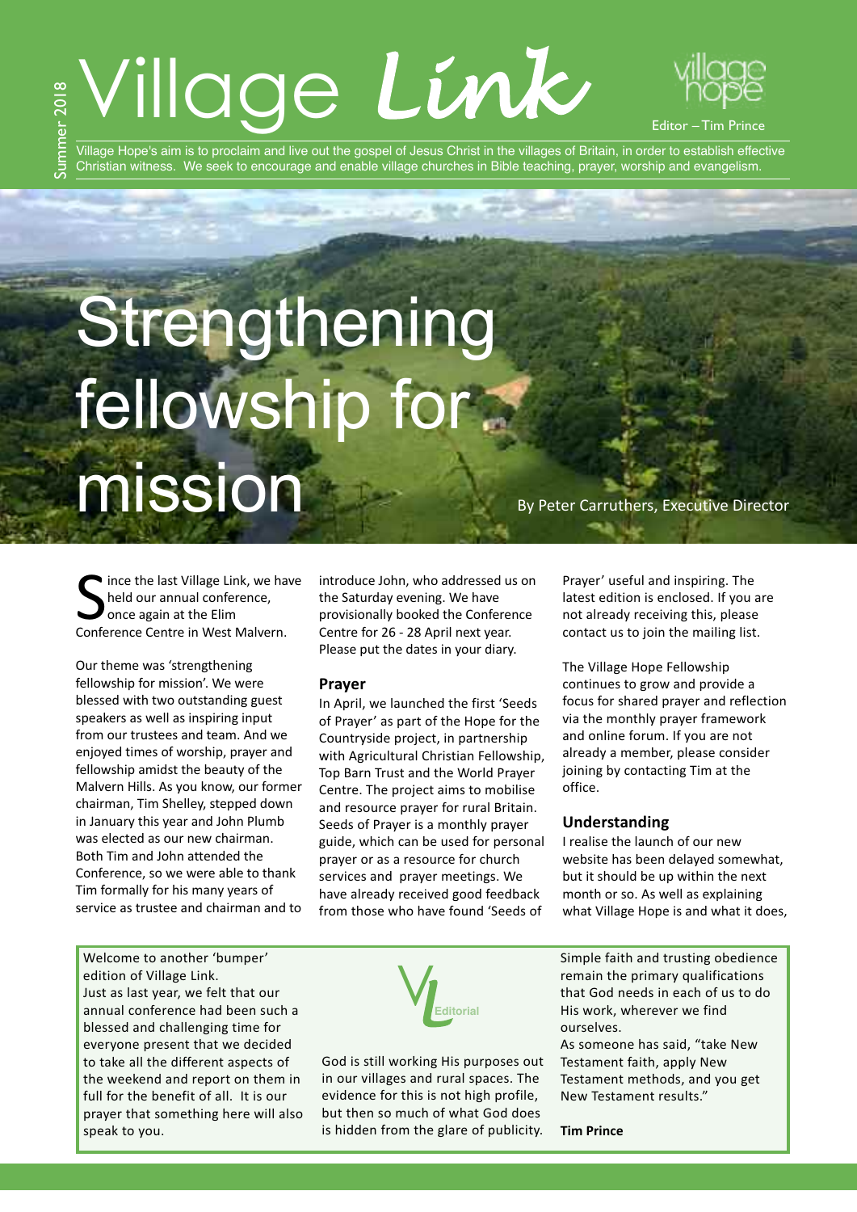# Village Link

Summer 2018

Editor – Tim Prince

Village Hope's aim is to proclaim and live out the gospel of Jesus Christ in the villages of Britain, in order to establish effective Christian witness. We seek to encourage and enable village churches in Bible teaching, prayer, worship and evangelism.

## Strengthening fellowship for mission

By Peter Carruthers, Executive Director

Since the last Village Link, we have held our annual conference, once again at the Elim Conference Centre in West Malvern.

Our theme was 'strengthening fellowship for mission'. We were blessed with two outstanding guest speakers as well as inspiring input from our trustees and team. And we enjoyed times of worship, prayer and fellowship amidst the beauty of the Malvern Hills. As you know, our former chairman, Tim Shelley, stepped down in January this year and John Plumb was elected as our new chairman. Both Tim and John attended the Conference, so we were able to thank Tim formally for his many years of service as trustee and chairman and to introduce John, who addressed us on the Saturday evening. We have provisionally booked the Conference Centre for 26 - 28 April next year. Please put the dates in your diary.

### Prayer

In April, we launched the first 'Seeds of Prayer' as part of the Hope for the Countryside project, in partnership with Agricultural Christian Fellowship, Top Barn Trust and the World Prayer Centre. The project aims to mobilise and resource prayer for rural Britain. Seeds of Prayer is a monthly prayer guide, which can be used for personal prayer or as a resource for church services and prayer meetings. We have already received good feedback from those who have found 'Seeds of Prayer' useful and inspiring. The latest edition is enclosed. If you are not already receiving this, please contact us to join the mailing list.

The Village Hope Fellowship continues to grow and provide a focus for shared prayer and reflection via the monthly prayer framework and online forum. If you are not already a member, please consider joining by contacting Tim at the office.

### Understanding

I realise the launch of our new website has been delayed somewhat, but it should be up within the next month or so. As well as explaining what Village Hope is and what it does,

---

**VL Editorial**

Welcome to another 'bumper' edition of Village Link.
Just as last year, we felt that our annual conference had been such a blessed and challenging time for everyone present that we decided to take all the different aspects of the weekend and report on them in full for the benefit of all. It is our prayer that something here will also speak to you.

God is still working His purposes out in our villages and rural spaces. The evidence for this is not high profile, but then so much of what God does is hidden from the glare of publicity.

Simple faith and trusting obedience remain the primary qualifications that God needs in each of us to do His work, wherever we find ourselves.
As someone has said, "take New Testament faith, apply New Testament methods, and you get New Testament results."

**Tim Prince**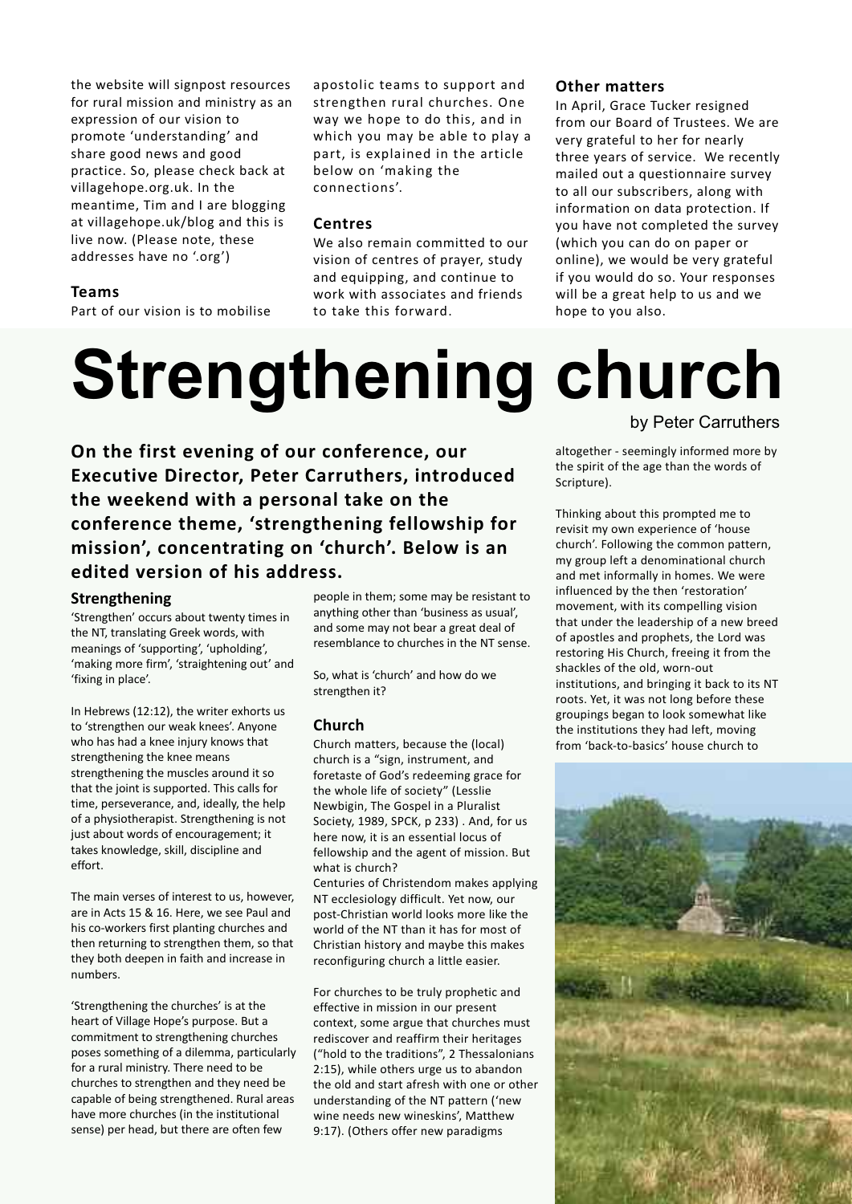the website will signpost resources for rural mission and ministry as an expression of our vision to promote 'understanding' and share good news and good practice. So, please check back at villagehope.org.uk. In the meantime, Tim and I are blogging at villagehope.uk/blog and this is live now. (Please note, these addresses have no '.org')

### Teams

Part of our vision is to mobilise apostolic teams to support and strengthen rural churches. One way we hope to do this, and in which you may be able to play a part, is explained in the article below on 'making the connections'.

### Centres

We also remain committed to our vision of centres of prayer, study and equipping, and continue to work with associates and friends to take this forward.

### Other matters

In April, Grace Tucker resigned from our Board of Trustees. We are very grateful to her for nearly three years of service. We recently mailed out a questionnaire survey to all our subscribers, along with information on data protection. If you have not completed the survey (which you can do on paper or online), we would be very grateful if you would do so. Your responses will be a great help to us and we hope to you also.

# Strengthening church

by Peter Carruthers

**On the first evening of our conference, our Executive Director, Peter Carruthers, introduced the weekend with a personal take on the conference theme, 'strengthening fellowship for mission', concentrating on 'church'. Below is an edited version of his address.**

### Strengthening

'Strengthen' occurs about twenty times in the NT, translating Greek words, with meanings of 'supporting', 'upholding', 'making more firm', 'straightening out' and 'fixing in place'.

In Hebrews (12:12), the writer exhorts us to 'strengthen our weak knees'. Anyone who has had a knee injury knows that strengthening the knee means strengthening the muscles around it so that the joint is supported. This calls for time, perseverance, and, ideally, the help of a physiotherapist. Strengthening is not just about words of encouragement; it takes knowledge, skill, discipline and effort.

The main verses of interest to us, however, are in Acts 15 & 16. Here, we see Paul and his co-workers first planting churches and then returning to strengthen them, so that they both deepen in faith and increase in numbers.

'Strengthening the churches' is at the heart of Village Hope's purpose. But a commitment to strengthening churches poses something of a dilemma, particularly for a rural ministry. There need to be churches to strengthen and they need be capable of being strengthened. Rural areas have more churches (in the institutional sense) per head, but there are often few people in them; some may be resistant to anything other than 'business as usual', and some may not bear a great deal of resemblance to churches in the NT sense.

So, what is 'church' and how do we strengthen it?

### Church

Church matters, because the (local) church is a "sign, instrument, and foretaste of God's redeeming grace for the whole life of society" (Lesslie Newbigin, The Gospel in a Pluralist Society, 1989, SPCK, p 233) . And, for us here now, it is an essential locus of fellowship and the agent of mission. But what is church?

Centuries of Christendom makes applying NT ecclesiology difficult. Yet now, our post-Christian world looks more like the world of the NT than it has for most of Christian history and maybe this makes reconfiguring church a little easier.

For churches to be truly prophetic and effective in mission in our present context, some argue that churches must rediscover and reaffirm their heritages ("hold to the traditions", 2 Thessalonians 2:15), while others urge us to abandon the old and start afresh with one or other understanding of the NT pattern ('new wine needs new wineskins', Matthew 9:17). (Others offer new paradigms altogether - seemingly informed more by the spirit of the age than the words of Scripture).

Thinking about this prompted me to revisit my own experience of 'house church'. Following the common pattern, my group left a denominational church and met informally in homes. We were influenced by the then 'restoration' movement, with its compelling vision that under the leadership of a new breed of apostles and prophets, the Lord was restoring His Church, freeing it from the shackles of the old, worn-out institutions, and bringing it back to its NT roots. Yet, it was not long before these groupings began to look somewhat like the institutions they had left, moving from 'back-to-basics' house church to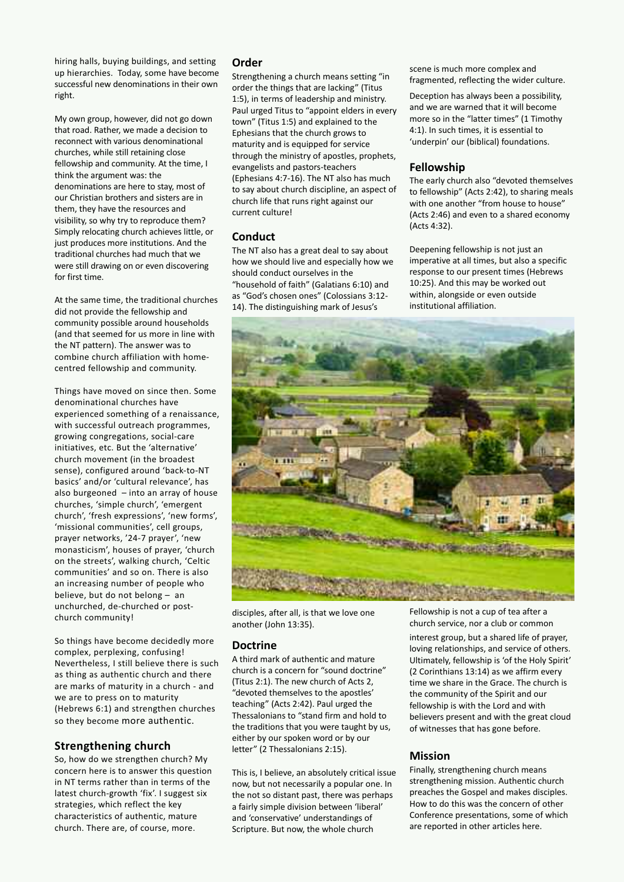hiring halls, buying buildings, and setting up hierarchies. Today, some have become successful new denominations in their own right.

My own group, however, did not go down that road. Rather, we made a decision to reconnect with various denominational churches, while still retaining close fellowship and community. At the time, I think the argument was: the denominations are here to stay, most of our Christian brothers and sisters are in them, they have the resources and visibility, so why try to reproduce them? Simply relocating church achieves little, or just produces more institutions. And the traditional churches had much that we were still drawing on or even discovering for first time.

At the same time, the traditional churches did not provide the fellowship and community possible around households (and that seemed for us more in line with the NT pattern). The answer was to combine church affiliation with home-centred fellowship and community.

Things have moved on since then. Some denominational churches have experienced something of a renaissance, with successful outreach programmes, growing congregations, social-care initiatives, etc. But the 'alternative' church movement (in the broadest sense), configured around 'back-to-NT basics' and/or 'cultural relevance', has also burgeoned – into an array of house churches, 'simple church', 'emergent church', 'fresh expressions', 'new forms', 'missional communities', cell groups, prayer networks, '24-7 prayer', 'new monasticism', houses of prayer, 'church on the streets', walking church, 'Celtic communities' and so on. There is also an increasing number of people who believe, but do not belong – an unchurched, de-churched or post-church community!

So things have become decidedly more complex, perplexing, confusing! Nevertheless, I still believe there is such as thing as authentic church and there are marks of maturity in a church - and we are to press on to maturity (Hebrews 6:1) and strengthen churches so they become more authentic.

## Strengthening church

So, how do we strengthen church? My concern here is to answer this question in NT terms rather than in terms of the latest church-growth 'fix'. I suggest six strategies, which reflect the key characteristics of authentic, mature church. There are, of course, more.

## Order

Strengthening a church means setting "in order the things that are lacking" (Titus 1:5), in terms of leadership and ministry. Paul urged Titus to "appoint elders in every town" (Titus 1:5) and explained to the Ephesians that the church grows to maturity and is equipped for service through the ministry of apostles, prophets, evangelists and pastors-teachers (Ephesians 4:7-16). The NT also has much to say about church discipline, an aspect of church life that runs right against our current culture!

## Conduct

The NT also has a great deal to say about how we should live and especially how we should conduct ourselves in the "household of faith" (Galatians 6:10) and as "God's chosen ones" (Colossians 3:12-14). The distinguishing mark of Jesus's disciples, after all, is that we love one another (John 13:35).

## Doctrine

A third mark of authentic and mature church is a concern for "sound doctrine" (Titus 2:1). The new church of Acts 2, "devoted themselves to the apostles' teaching" (Acts 2:42). Paul urged the Thessalonians to "stand firm and hold to the traditions that you were taught by us, either by our spoken word or by our letter" (2 Thessalonians 2:15).

This is, I believe, an absolutely critical issue now, but not necessarily a popular one. In the not so distant past, there was perhaps a fairly simple division between 'liberal' and 'conservative' understandings of Scripture. But now, the whole church scene is much more complex and fragmented, reflecting the wider culture.

Deception has always been a possibility, and we are warned that it will become more so in the "latter times" (1 Timothy 4:1). In such times, it is essential to 'underpin' our (biblical) foundations.

## Fellowship

The early church also "devoted themselves to fellowship" (Acts 2:42), to sharing meals with one another "from house to house" (Acts 2:46) and even to a shared economy (Acts 4:32).

Deepening fellowship is not just an imperative at all times, but also a specific response to our present times (Hebrews 10:25). And this may be worked out within, alongside or even outside institutional affiliation.

Fellowship is not a cup of tea after a church service, nor a club or common interest group, but a shared life of prayer, loving relationships, and service of others. Ultimately, fellowship is 'of the Holy Spirit' (2 Corinthians 13:14) as we affirm every time we share in the Grace. The church is the community of the Spirit and our fellowship is with the Lord and with believers present and with the great cloud of witnesses that has gone before.

## Mission

Finally, strengthening church means strengthening mission. Authentic church preaches the Gospel and makes disciples. How to do this was the concern of other Conference presentations, some of which are reported in other articles here.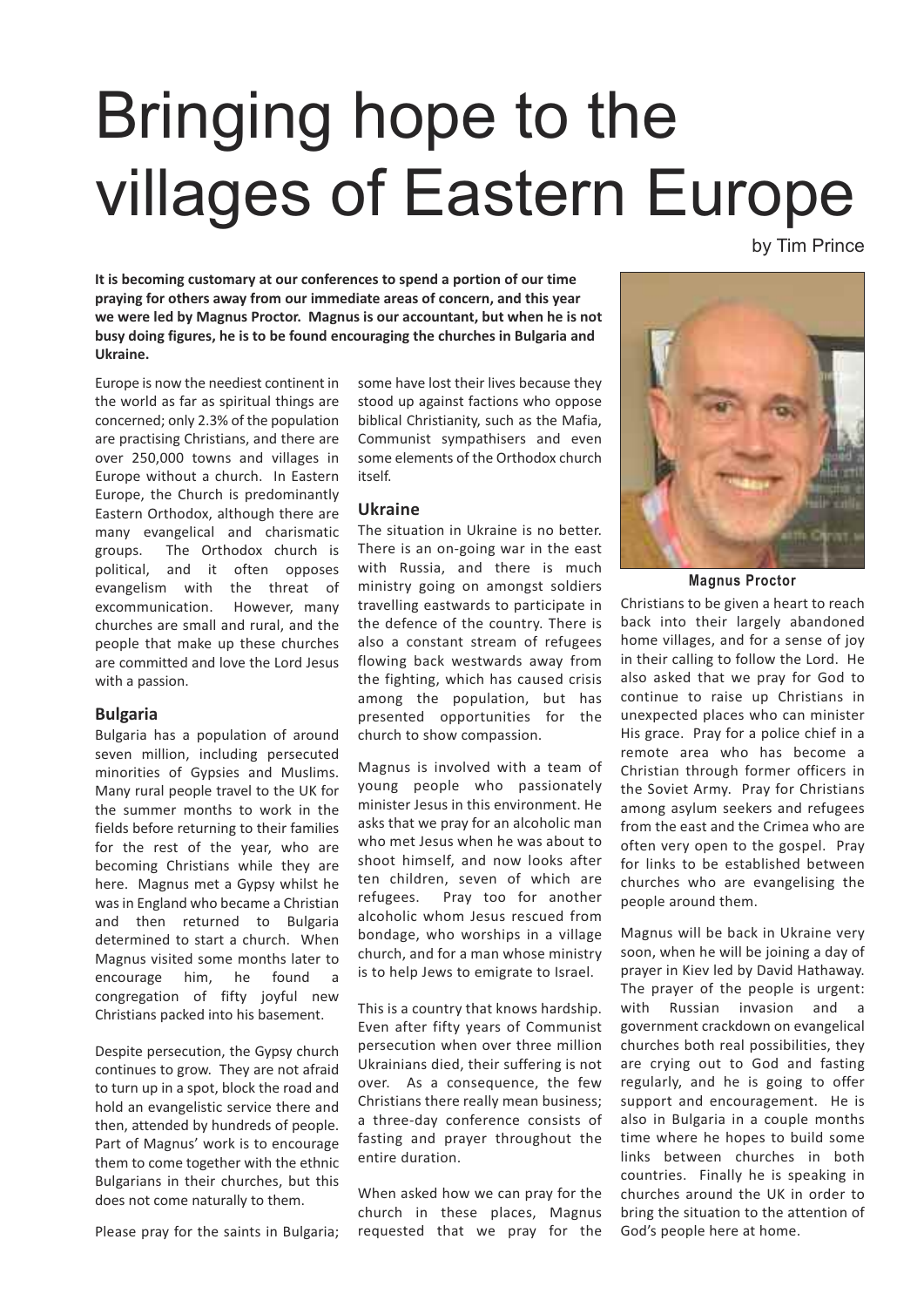# Bringing hope to the villages of Eastern Europe

by Tim Prince

**It is becoming customary at our conferences to spend a portion of our time praying for others away from our immediate areas of concern, and this year we were led by Magnus Proctor. Magnus is our accountant, but when he is not busy doing figures, he is to be found encouraging the churches in Bulgaria and Ukraine.**

Europe is now the neediest continent in the world as far as spiritual things are concerned; only 2.3% of the population are practising Christians, and there are over 250,000 towns and villages in Europe without a church. In Eastern Europe, the Church is predominantly Eastern Orthodox, although there are many evangelical and charismatic groups. The Orthodox church is political, and it often opposes evangelism with the threat of excommunication. However, many churches are small and rural, and the people that make up these churches are committed and love the Lord Jesus with a passion.

## Bulgaria

Bulgaria has a population of around seven million, including persecuted minorities of Gypsies and Muslims. Many rural people travel to the UK for the summer months to work in the fields before returning to their families for the rest of the year, who are becoming Christians while they are here. Magnus met a Gypsy whilst he was in England who became a Christian and then returned to Bulgaria determined to start a church. When Magnus visited some months later to encourage him, he found a congregation of fifty joyful new Christians packed into his basement.

Despite persecution, the Gypsy church continues to grow. They are not afraid to turn up in a spot, block the road and hold an evangelistic service there and then, attended by hundreds of people. Part of Magnus' work is to encourage them to come together with the ethnic Bulgarians in their churches, but this does not come naturally to them.

Please pray for the saints in Bulgaria; some have lost their lives because they stood up against factions who oppose biblical Christianity, such as the Mafia, Communist sympathisers and even some elements of the Orthodox church itself.

## Ukraine

The situation in Ukraine is no better. There is an on-going war in the east with Russia, and there is much ministry going on amongst soldiers travelling eastwards to participate in the defence of the country. There is also a constant stream of refugees flowing back westwards away from the fighting, which has caused crisis among the population, but has presented opportunities for the church to show compassion.

Magnus is involved with a team of young people who passionately minister Jesus in this environment. He asks that we pray for an alcoholic man who met Jesus when he was about to shoot himself, and now looks after ten children, seven of which are refugees. Pray too for another alcoholic whom Jesus rescued from bondage, who worships in a village church, and for a man whose ministry is to help Jews to emigrate to Israel.

This is a country that knows hardship. Even after fifty years of Communist persecution when over three million Ukrainians died, their suffering is not over. As a consequence, the few Christians there really mean business; a three-day conference consists of fasting and prayer throughout the entire duration.

When asked how we can pray for the church in these places, Magnus requested that we pray for the Christians to be given a heart to reach back into their largely abandoned home villages, and for a sense of joy in their calling to follow the Lord. He also asked that we pray for God to continue to raise up Christians in unexpected places who can minister His grace. Pray for a police chief in a remote area who has become a Christian through former officers in the Soviet Army. Pray for Christians among asylum seekers and refugees from the east and the Crimea who are often very open to the gospel. Pray for links to be established between churches who are evangelising the people around them.

Magnus Proctor

Magnus will be back in Ukraine very soon, when he will be joining a day of prayer in Kiev led by David Hathaway. The prayer of the people is urgent: with Russian invasion and a government crackdown on evangelical churches both real possibilities, they are crying out to God and fasting regularly, and he is going to offer support and encouragement. He is also in Bulgaria in a couple months time where he hopes to build some links between churches in both countries. Finally he is speaking in churches around the UK in order to bring the situation to the attention of God's people here at home.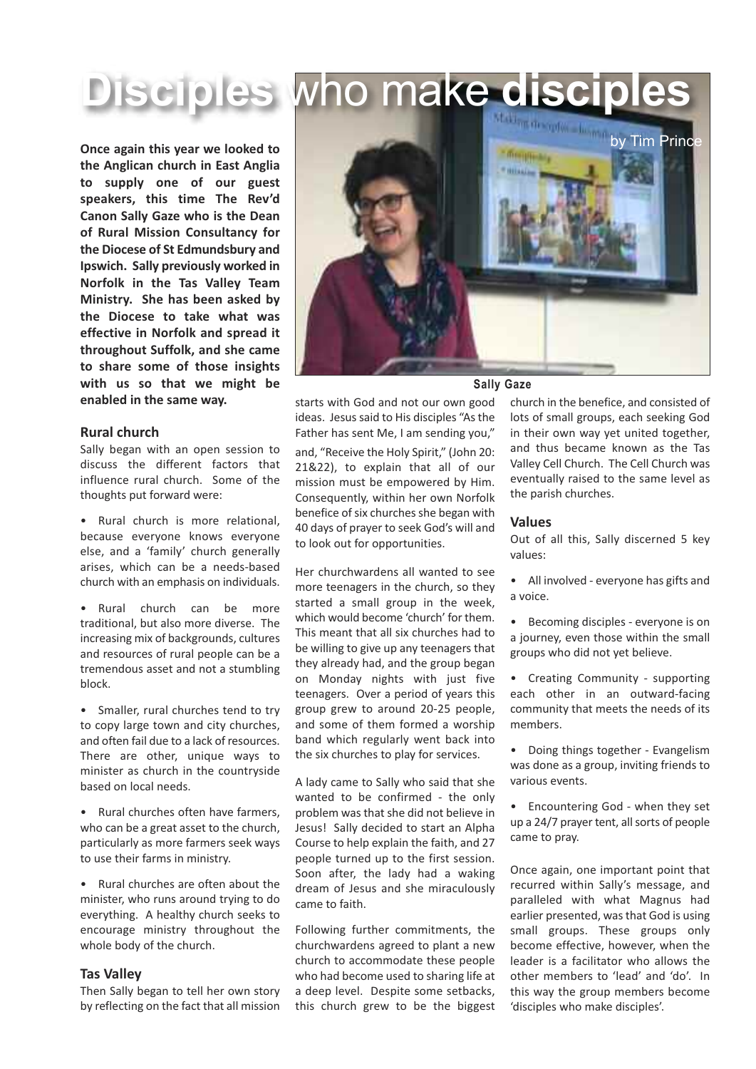# Disciples who make disciples

by Tim Prince

**Once again this year we looked to the Anglican church in East Anglia to supply one of our guest speakers, this time The Rev'd Canon Sally Gaze who is the Dean of Rural Mission Consultancy for the Diocese of St Edmundsbury and Ipswich. Sally previously worked in Norfolk in the Tas Valley Team Ministry. She has been asked by the Diocese to take what was effective in Norfolk and spread it throughout Suffolk, and she came to share some of those insights with us so that we might be enabled in the same way.**

Sally Gaze

## Rural church

Sally began with an open session to discuss the different factors that influence rural church. Some of the thoughts put forward were:

- Rural church is more relational, because everyone knows everyone else, and a 'family' church generally arises, which can be a needs-based church with an emphasis on individuals.
- Rural church can be more traditional, but also more diverse. The increasing mix of backgrounds, cultures and resources of rural people can be a tremendous asset and not a stumbling block.
- Smaller, rural churches tend to try to copy large town and city churches, and often fail due to a lack of resources. There are other, unique ways to minister as church in the countryside based on local needs.
- Rural churches often have farmers, who can be a great asset to the church, particularly as more farmers seek ways to use their farms in ministry.
- Rural churches are often about the minister, who runs around trying to do everything. A healthy church seeks to encourage ministry throughout the whole body of the church.

## Tas Valley

Then Sally began to tell her own story by reflecting on the fact that all mission starts with God and not our own good ideas. Jesus said to His disciples "As the Father has sent Me, I am sending you," and, "Receive the Holy Spirit," (John 20: 21&22), to explain that all of our mission must be empowered by Him. Consequently, within her own Norfolk benefice of six churches she began with 40 days of prayer to seek God's will and to look out for opportunities.

Her churchwardens all wanted to see more teenagers in the church, so they started a small group in the week, which would become 'church' for them. This meant that all six churches had to be willing to give up any teenagers that they already had, and the group began on Monday nights with just five teenagers. Over a period of years this group grew to around 20-25 people, and some of them formed a worship band which regularly went back into the six churches to play for services.

A lady came to Sally who said that she wanted to be confirmed - the only problem was that she did not believe in Jesus! Sally decided to start an Alpha Course to help explain the faith, and 27 people turned up to the first session. Soon after, the lady had a waking dream of Jesus and she miraculously came to faith.

Following further commitments, the churchwardens agreed to plant a new church to accommodate these people who had become used to sharing life at a deep level. Despite some setbacks, this church grew to be the biggest church in the benefice, and consisted of lots of small groups, each seeking God in their own way yet united together, and thus became known as the Tas Valley Cell Church. The Cell Church was eventually raised to the same level as the parish churches.

## Values

Out of all this, Sally discerned 5 key values:

- All involved - everyone has gifts and a voice.
- Becoming disciples - everyone is on a journey, even those within the small groups who did not yet believe.
- Creating Community - supporting each other in an outward-facing community that meets the needs of its members.
- Doing things together - Evangelism was done as a group, inviting friends to various events.
- Encountering God - when they set up a 24/7 prayer tent, all sorts of people came to pray.

Once again, one important point that recurred within Sally's message, and paralleled with what Magnus had earlier presented, was that God is using small groups. These groups only become effective, however, when the leader is a facilitator who allows the other members to 'lead' and 'do'. In this way the group members become 'disciples who make disciples'.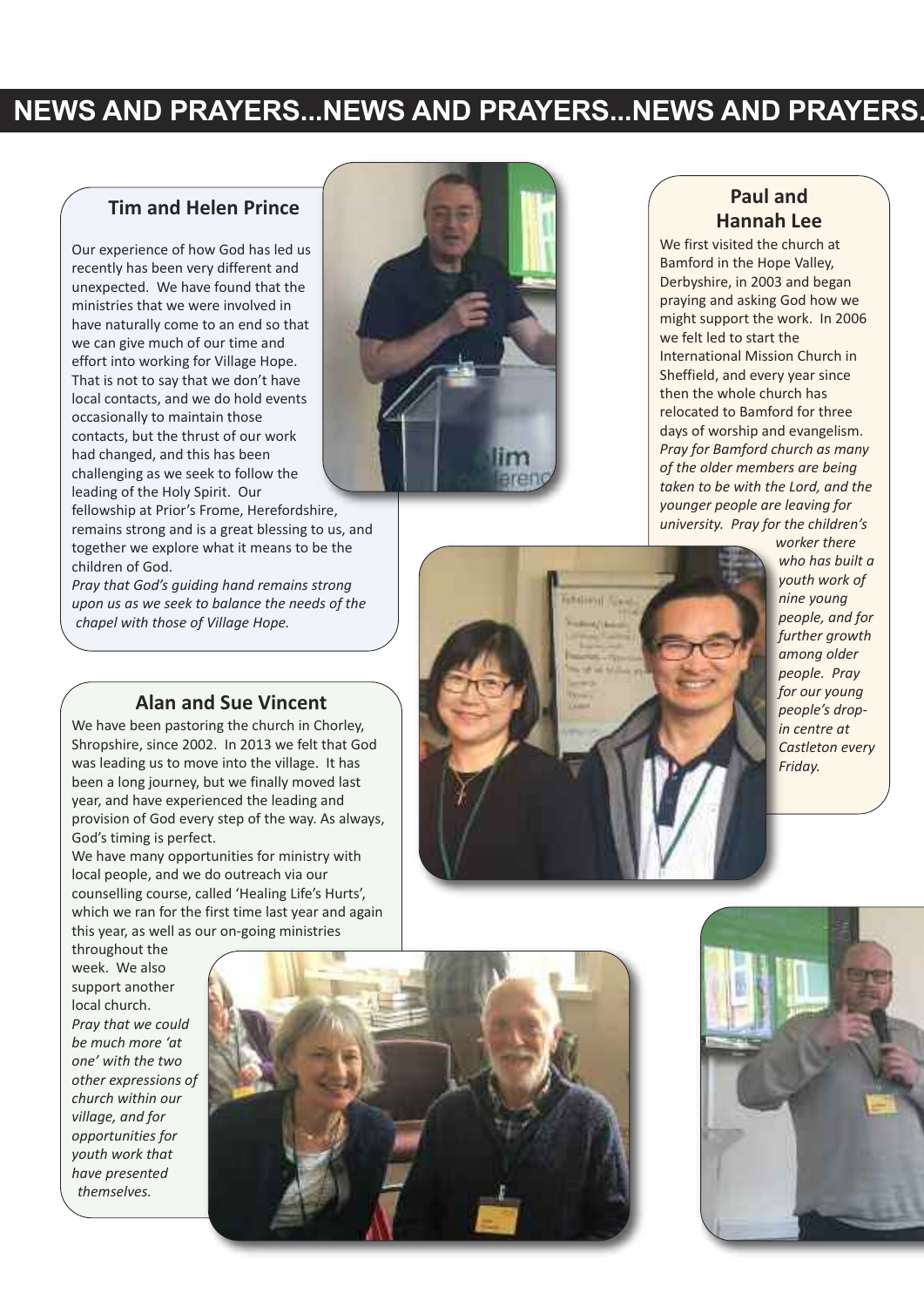# NEWS AND PRAYERS...NEWS AND PRAYERS...NEWS AND PRAYERS...

## Tim and Helen Prince

Our experience of how God has led us recently has been very different and unexpected. We have found that the ministries that we were involved in have naturally come to an end so that we can give much of our time and effort into working for Village Hope. That is not to say that we don't have local contacts, and we do hold events occasionally to maintain those contacts, but the thrust of our work had changed, and this has been challenging as we seek to follow the leading of the Holy Spirit. Our fellowship at Prior's Frome, Herefordshire, remains strong and is a great blessing to us, and together we explore what it means to be the children of God.

*Pray that God's guiding hand remains strong upon us as we seek to balance the needs of the chapel with those of Village Hope.*

## Alan and Sue Vincent

We have been pastoring the church in Chorley, Shropshire, since 2002. In 2013 we felt that God was leading us to move into the village. It has been a long journey, but we finally moved last year, and have experienced the leading and provision of God every step of the way. As always, God's timing is perfect.

We have many opportunities for ministry with local people, and we do outreach via our counselling course, called 'Healing Life's Hurts', which we ran for the first time last year and again this year, as well as our on-going ministries throughout the week. We also support another local church.

*Pray that we could be much more 'at one' with the two other expressions of church within our village, and for opportunities for youth work that have presented themselves.*

## Paul and Hannah Lee

We first visited the church at Bamford in the Hope Valley, Derbyshire, in 2003 and began praying and asking God how we might support the work. In 2006 we felt led to start the International Mission Church in Sheffield, and every year since then the whole church has relocated to Bamford for three days of worship and evangelism.

*Pray for Bamford church as many of the older members are being taken to be with the Lord, and the younger people are leaving for university. Pray for the children's worker there who has built a youth work of nine young people, and for further growth among older people. Pray for our young people's drop-in centre at Castleton every Friday.*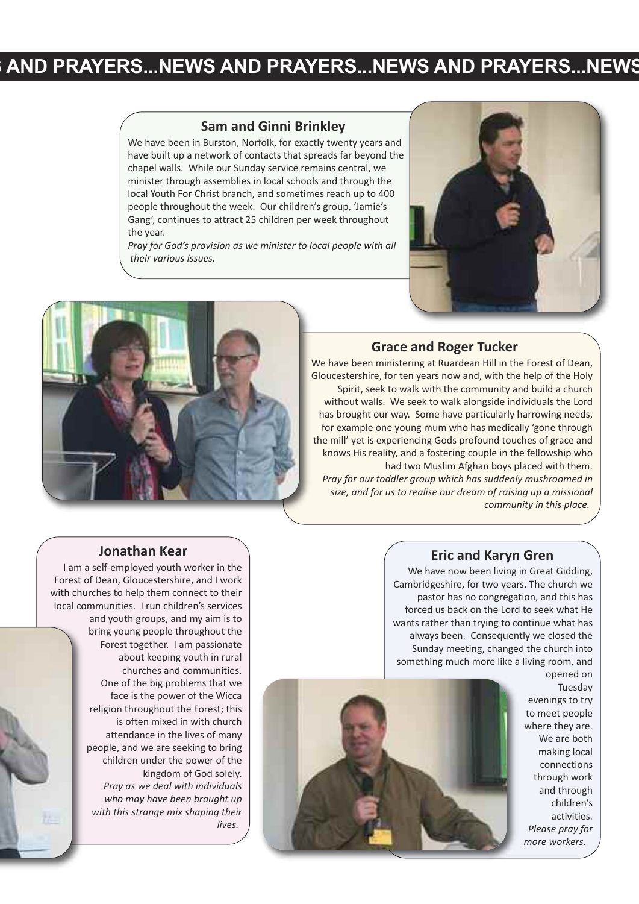## Sam and Ginni Brinkley

We have been in Burston, Norfolk, for exactly twenty years and have built up a network of contacts that spreads far beyond the chapel walls. While our Sunday service remains central, we minister through assemblies in local schools and through the local Youth For Christ branch, and sometimes reach up to 400 people throughout the week. Our children's group, 'Jamie's Gang', continues to attract 25 children per week throughout the year.

*Pray for God's provision as we minister to local people with all their various issues.*

## Grace and Roger Tucker

We have been ministering at Ruardean Hill in the Forest of Dean, Gloucestershire, for ten years now and, with the help of the Holy Spirit, seek to walk with the community and build a church without walls. We seek to walk alongside individuals the Lord has brought our way. Some have particularly harrowing needs, for example one young mum who has medically 'gone through the mill' yet is experiencing Gods profound touches of grace and knows His reality, and a fostering couple in the fellowship who had two Muslim Afghan boys placed with them.

*Pray for our toddler group which has suddenly mushroomed in size, and for us to realise our dream of raising up a missional community in this place.*

## Jonathan Kear

I am a self-employed youth worker in the Forest of Dean, Gloucestershire, and I work with churches to help them connect to their local communities. I run children's services and youth groups, and my aim is to bring young people throughout the Forest together. I am passionate about keeping youth in rural churches and communities. One of the big problems that we face is the power of the Wicca religion throughout the Forest; this is often mixed in with church attendance in the lives of many people, and we are seeking to bring children under the power of the kingdom of God solely.

*Pray as we deal with individuals who may have been brought up with this strange mix shaping their lives.*

## Eric and Karyn Gren

We have now been living in Great Gidding, Cambridgeshire, for two years. The church we pastor has no congregation, and this has forced us back on the Lord to seek what He wants rather than trying to continue what has always been. Consequently we closed the Sunday meeting, changed the church into something much more like a living room, and opened on Tuesday evenings to try to meet people where they are. We are both making local connections through work and through children's activities.

*Please pray for more workers.*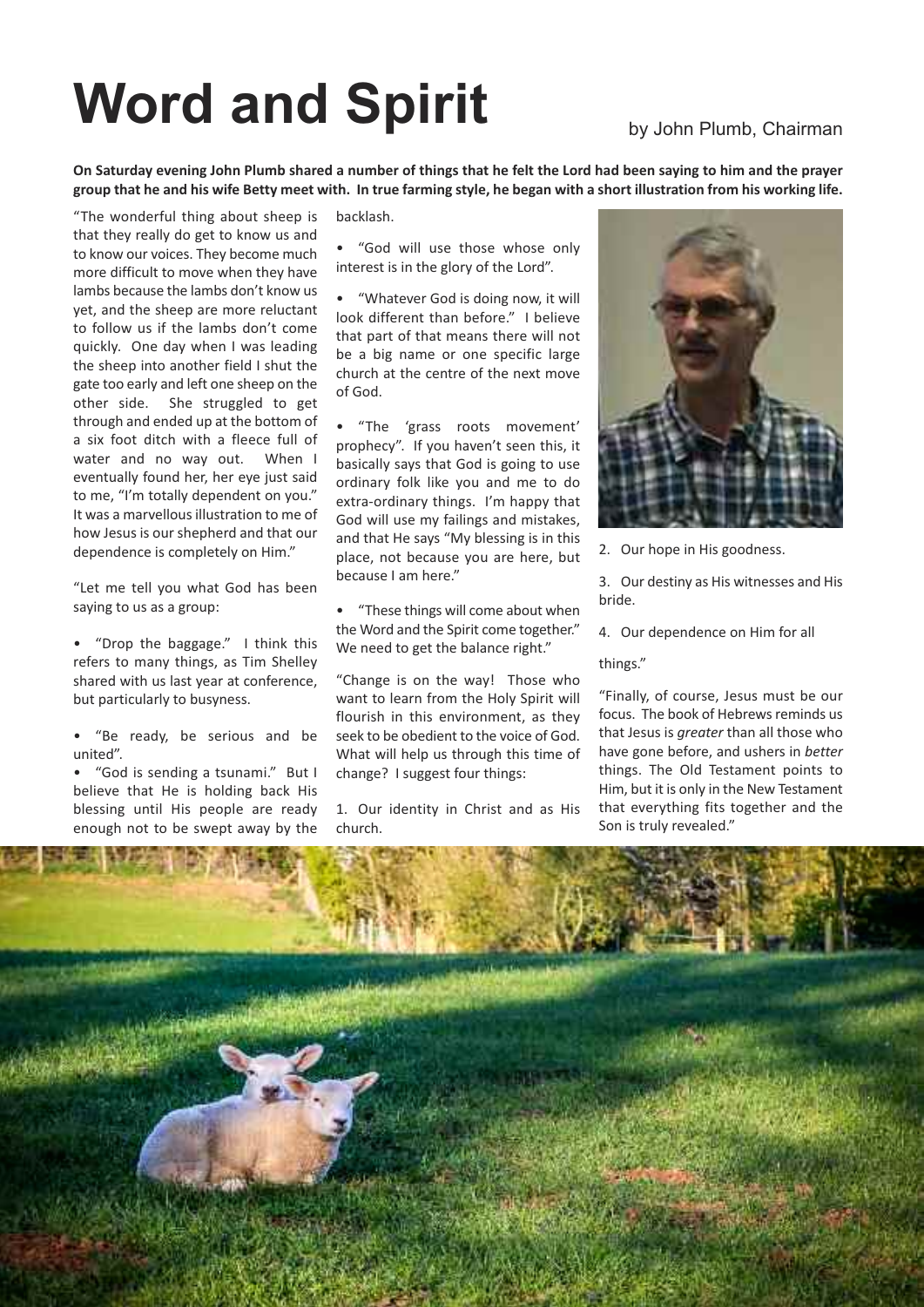# Word and Spirit

by John Plumb, Chairman

**On Saturday evening John Plumb shared a number of things that he felt the Lord had been saying to him and the prayer group that he and his wife Betty meet with. In true farming style, he began with a short illustration from his working life.**

"The wonderful thing about sheep is that they really do get to know us and to know our voices. They become much more difficult to move when they have lambs because the lambs don't know us yet, and the sheep are more reluctant to follow us if the lambs don't come quickly. One day when I was leading the sheep into another field I shut the gate too early and left one sheep on the other side. She struggled to get through and ended up at the bottom of a six foot ditch with a fleece full of water and no way out. When I eventually found her, her eye just said to me, "I'm totally dependent on you." It was a marvellous illustration to me of how Jesus is our shepherd and that our dependence is completely on Him."

"Let me tell you what God has been saying to us as a group:

- "Drop the baggage." I think this refers to many things, as Tim Shelley shared with us last year at conference, but particularly to busyness.
- "Be ready, be serious and be united".
- "God is sending a tsunami." But I believe that He is holding back His blessing until His people are ready enough not to be swept away by the backlash.
- "God will use those whose only interest is in the glory of the Lord".
- "Whatever God is doing now, it will look different than before." I believe that part of that means there will not be a big name or one specific large church at the centre of the next move of God.
- "The 'grass roots movement' prophecy". If you haven't seen this, it basically says that God is going to use ordinary folk like you and me to do extra-ordinary things. I'm happy that God will use my failings and mistakes, and that He says "My blessing is in this place, not because you are here, but because I am here."
- "These things will come about when the Word and the Spirit come together." We need to get the balance right."

"Change is on the way! Those who want to learn from the Holy Spirit will flourish in this environment, as they seek to be obedient to the voice of God. What will help us through this time of change? I suggest four things:

1. Our identity in Christ and as His church.
2. Our hope in His goodness.
3. Our destiny as His witnesses and His bride.
4. Our dependence on Him for all things."

"Finally, of course, Jesus must be our focus. The book of Hebrews reminds us that Jesus is *greater* than all those who have gone before, and ushers in *better* things. The Old Testament points to Him, but it is only in the New Testament that everything fits together and the Son is truly revealed."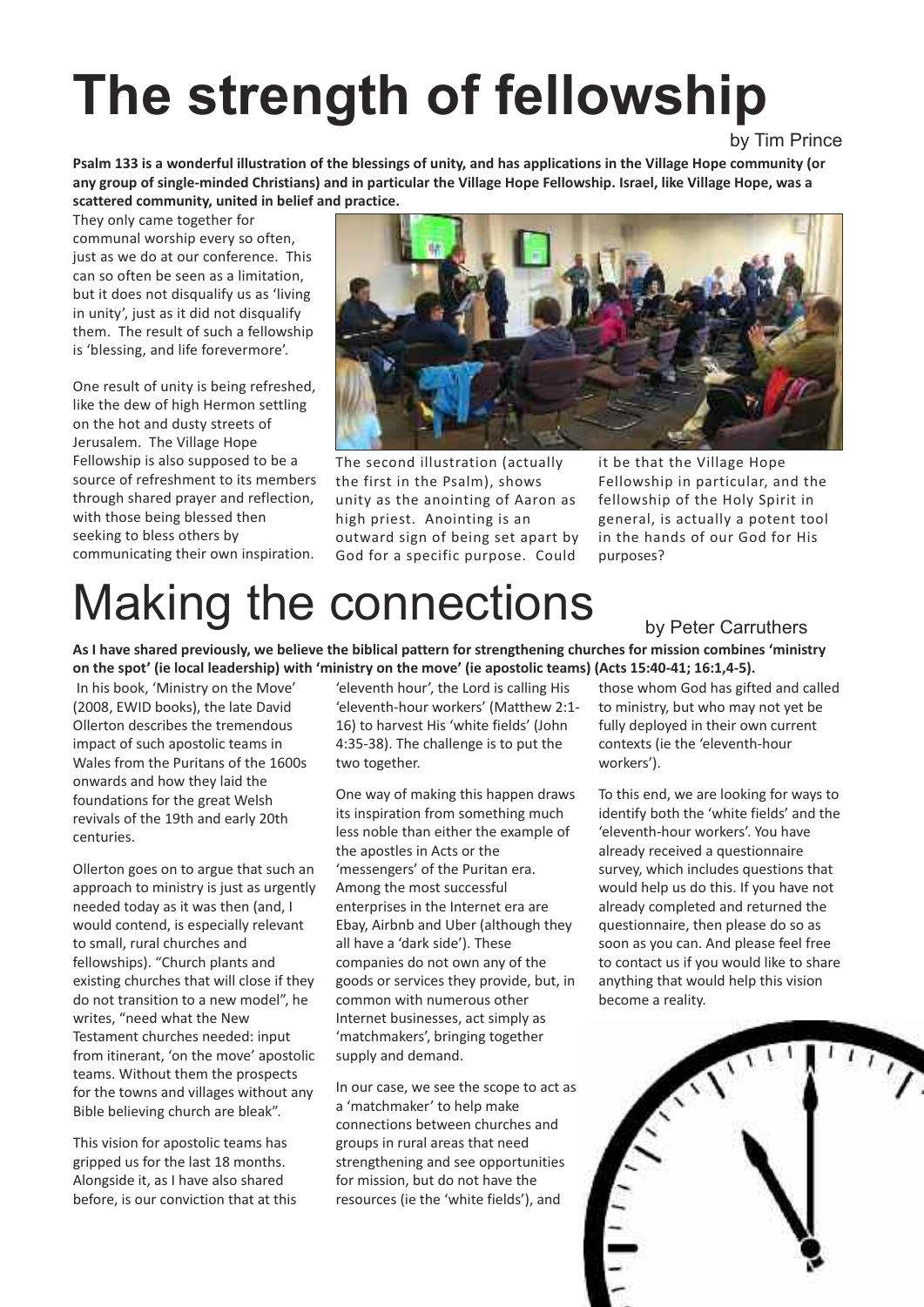# The strength of fellowship

by Tim Prince

**Psalm 133 is a wonderful illustration of the blessings of unity, and has applications in the Village Hope community (or any group of single-minded Christians) and in particular the Village Hope Fellowship. Israel, like Village Hope, was a scattered community, united in belief and practice.**

They only came together for communal worship every so often, just as we do at our conference. This can so often be seen as a limitation, but it does not disqualify us as 'living in unity', just as it did not disqualify them. The result of such a fellowship is 'blessing, and life forevermore'.

One result of unity is being refreshed, like the dew of high Hermon settling on the hot and dusty streets of Jerusalem. The Village Hope Fellowship is also supposed to be a source of refreshment to its members through shared prayer and reflection, with those being blessed then seeking to bless others by communicating their own inspiration.

The second illustration (actually the first in the Psalm), shows unity as the anointing of Aaron as high priest. Anointing is an outward sign of being set apart by God for a specific purpose. Could it be that the Village Hope Fellowship in particular, and the fellowship of the Holy Spirit in general, is actually a potent tool in the hands of our God for His purposes?

# Making the connections

by Peter Carruthers

**As I have shared previously, we believe the biblical pattern for strengthening churches for mission combines 'ministry on the spot' (ie local leadership) with 'ministry on the move' (ie apostolic teams) (Acts 15:40-41; 16:1,4-5).**

In his book, 'Ministry on the Move' (2008, EWID books), the late David Ollerton describes the tremendous impact of such apostolic teams in Wales from the Puritans of the 1600s onwards and how they laid the foundations for the great Welsh revivals of the 19th and early 20th centuries.

Ollerton goes on to argue that such an approach to ministry is just as urgently needed today as it was then (and, I would contend, is especially relevant to small, rural churches and fellowships). "Church plants and existing churches that will close if they do not transition to a new model", he writes, "need what the New Testament churches needed: input from itinerant, 'on the move' apostolic teams. Without them the prospects for the towns and villages without any Bible believing church are bleak".

This vision for apostolic teams has gripped us for the last 18 months. Alongside it, as I have also shared before, is our conviction that at this 'eleventh hour', the Lord is calling His 'eleventh-hour workers' (Matthew 2:1-16) to harvest His 'white fields' (John 4:35-38). The challenge is to put the two together.

One way of making this happen draws its inspiration from something much less noble than either the example of the apostles in Acts or the 'messengers' of the Puritan era. Among the most successful enterprises in the Internet era are Ebay, Airbnb and Uber (although they all have a 'dark side'). These companies do not own any of the goods or services they provide, but, in common with numerous other Internet businesses, act simply as 'matchmakers', bringing together supply and demand.

In our case, we see the scope to act as a 'matchmaker' to help make connections between churches and groups in rural areas that need strengthening and see opportunities for mission, but do not have the resources (ie the 'white fields'), and those whom God has gifted and called to ministry, but who may not yet be fully deployed in their own current contexts (ie the 'eleventh-hour workers').

To this end, we are looking for ways to identify both the 'white fields' and the 'eleventh-hour workers'. You have already received a questionnaire survey, which includes questions that would help us do this. If you have not already completed and returned the questionnaire, then please do so as soon as you can. And please feel free to contact us if you would like to share anything that would help this vision become a reality.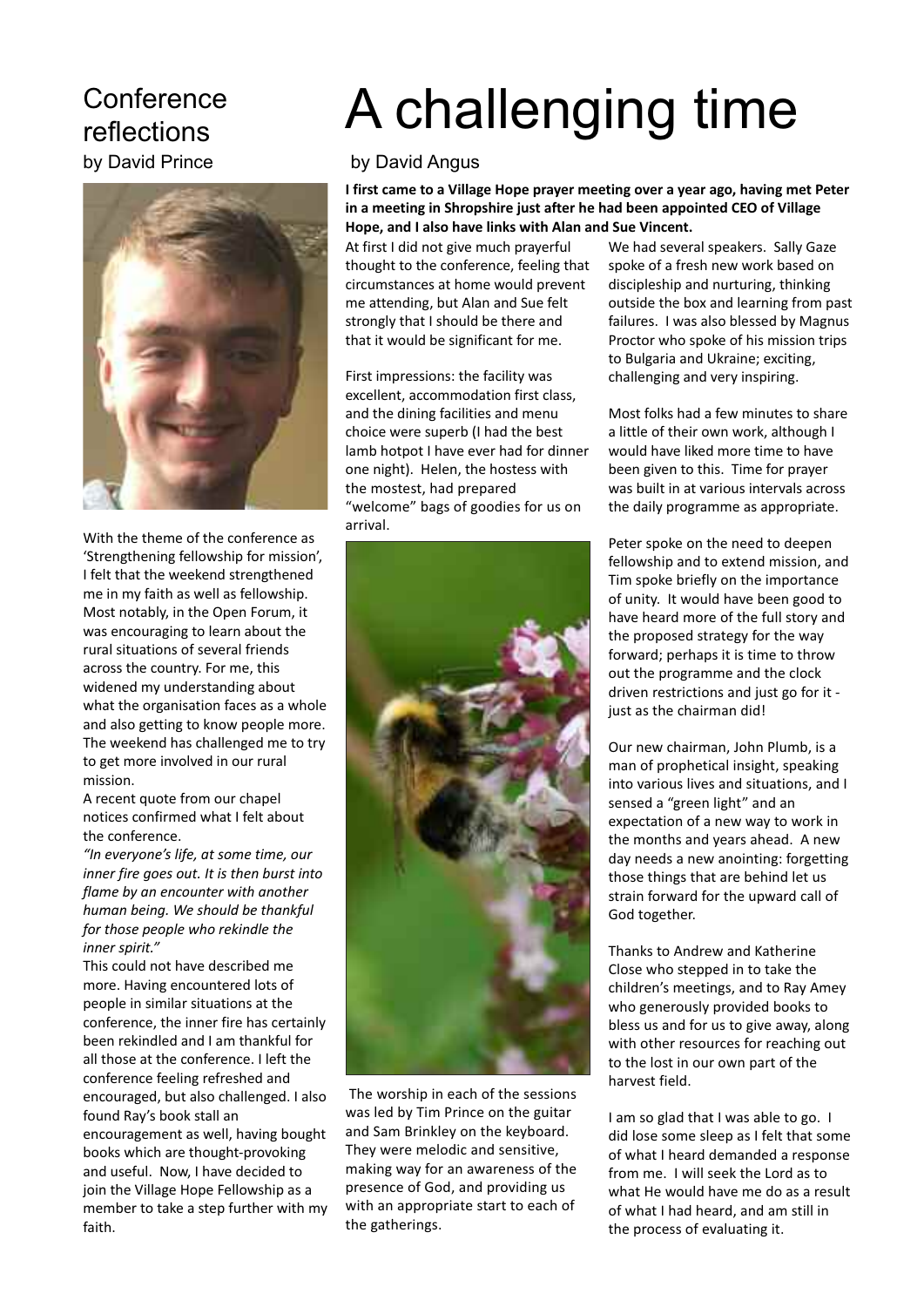## Conference reflections

by David Prince

With the theme of the conference as 'Strengthening fellowship for mission', I felt that the weekend strengthened me in my faith as well as fellowship. Most notably, in the Open Forum, it was encouraging to learn about the rural situations of several friends across the country. For me, this widened my understanding about what the organisation faces as a whole and also getting to know people more. The weekend has challenged me to try to get more involved in our rural mission.

A recent quote from our chapel notices confirmed what I felt about the conference.

*"In everyone's life, at some time, our inner fire goes out. It is then burst into flame by an encounter with another human being. We should be thankful for those people who rekindle the inner spirit."*

This could not have described me more. Having encountered lots of people in similar situations at the conference, the inner fire has certainly been rekindled and I am thankful for all those at the conference. I left the conference feeling refreshed and encouraged, but also challenged. I also found Ray's book stall an encouragement as well, having bought books which are thought-provoking and useful. Now, I have decided to join the Village Hope Fellowship as a member to take a step further with my faith.

# A challenging time

by David Angus

**I first came to a Village Hope prayer meeting over a year ago, having met Peter in a meeting in Shropshire just after he had been appointed CEO of Village Hope, and I also have links with Alan and Sue Vincent.**

At first I did not give much prayerful thought to the conference, feeling that circumstances at home would prevent me attending, but Alan and Sue felt strongly that I should be there and that it would be significant for me.

First impressions: the facility was excellent, accommodation first class, and the dining facilities and menu choice were superb (I had the best lamb hotpot I have ever had for dinner one night). Helen, the hostess with the mostest, had prepared "welcome" bags of goodies for us on arrival.

The worship in each of the sessions was led by Tim Prince on the guitar and Sam Brinkley on the keyboard. They were melodic and sensitive, making way for an awareness of the presence of God, and providing us with an appropriate start to each of the gatherings.

We had several speakers. Sally Gaze spoke of a fresh new work based on discipleship and nurturing, thinking outside the box and learning from past failures. I was also blessed by Magnus Proctor who spoke of his mission trips to Bulgaria and Ukraine; exciting, challenging and very inspiring.

Most folks had a few minutes to share a little of their own work, although I would have liked more time to have been given to this. Time for prayer was built in at various intervals across the daily programme as appropriate.

Peter spoke on the need to deepen fellowship and to extend mission, and Tim spoke briefly on the importance of unity. It would have been good to have heard more of the full story and the proposed strategy for the way forward; perhaps it is time to throw out the programme and the clock driven restrictions and just go for it - just as the chairman did!

Our new chairman, John Plumb, is a man of prophetical insight, speaking into various lives and situations, and I sensed a "green light" and an expectation of a new way to work in the months and years ahead. A new day needs a new anointing: forgetting those things that are behind let us strain forward for the upward call of God together.

Thanks to Andrew and Katherine Close who stepped in to take the children's meetings, and to Ray Amey who generously provided books to bless us and for us to give away, along with other resources for reaching out to the lost in our own part of the harvest field.

I am so glad that I was able to go. I did lose some sleep as I felt that some of what I heard demanded a response from me. I will seek the Lord as to what He would have me do as a result of what I had heard, and am still in the process of evaluating it.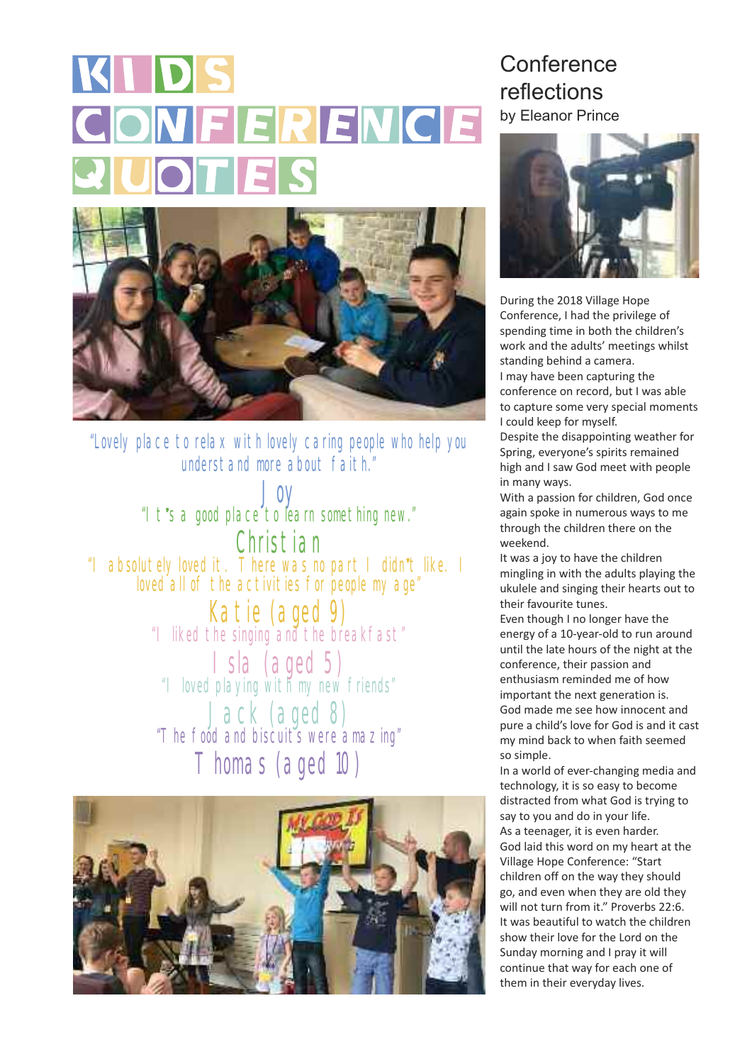# KIDS CONFERENCE QUOTES

"Lovely place to relax with lovely caring people who help you understand more about faith."

Joy

"It's a good place to learn something new."

Christian

"I absolutely loved it. There was no part I didn't like. I loved all of the activities for people my age"

Katie (aged 9)

"I liked the singing and the breakfast"

Isla (aged 5)

"I loved playing with my new friends"

Jack (aged 8)

"The food and biscuits were amazing"

Thomas (aged 10)

## Conference reflections

by Eleanor Prince

During the 2018 Village Hope Conference, I had the privilege of spending time in both the children's work and the adults' meetings whilst standing behind a camera.

I may have been capturing the conference on record, but I was able to capture some very special moments I could keep for myself.

Despite the disappointing weather for Spring, everyone's spirits remained high and I saw God meet with people in many ways.

With a passion for children, God once again spoke in numerous ways to me through the children there on the weekend.

It was a joy to have the children mingling in with the adults playing the ukulele and singing their hearts out to their favourite tunes.

Even though I no longer have the energy of a 10-year-old to run around until the late hours of the night at the conference, their passion and enthusiasm reminded me of how important the next generation is.

God made me see how innocent and pure a child's love for God is and it cast my mind back to when faith seemed so simple.

In a world of ever-changing media and technology, it is so easy to become distracted from what God is trying to say to you and do in your life.

As a teenager, it is even harder.

God laid this word on my heart at the Village Hope Conference: "Start children off on the way they should go, and even when they are old they will not turn from it." Proverbs 22:6.

It was beautiful to watch the children show their love for the Lord on the Sunday morning and I pray it will continue that way for each one of them in their everyday lives.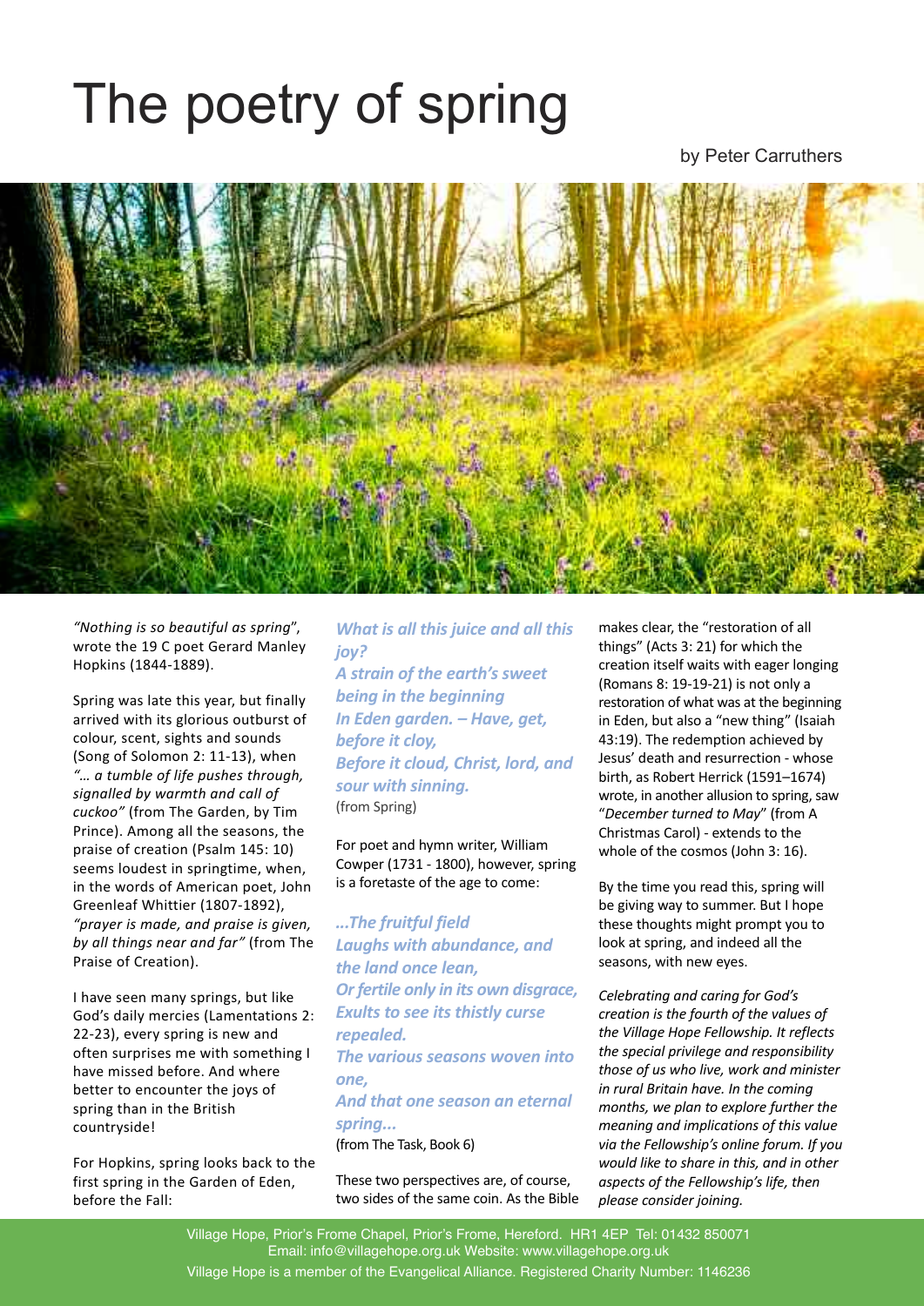# The poetry of spring

by Peter Carruthers

*"Nothing is so beautiful as spring"*, wrote the 19 C poet Gerard Manley Hopkins (1844-1889).

Spring was late this year, but finally arrived with its glorious outburst of colour, scent, sights and sounds (Song of Solomon 2: 11-13), when *"… a tumble of life pushes through, signalled by warmth and call of cuckoo"* (from The Garden, by Tim Prince). Among all the seasons, the praise of creation (Psalm 145: 10) seems loudest in springtime, when, in the words of American poet, John Greenleaf Whittier (1807-1892), *"prayer is made, and praise is given, by all things near and far"* (from The Praise of Creation).

I have seen many springs, but like God's daily mercies (Lamentations 2: 22-23), every spring is new and often surprises me with something I have missed before. And where better to encounter the joys of spring than in the British countryside!

For Hopkins, spring looks back to the first spring in the Garden of Eden, before the Fall:

***What is all this juice and all this joy?***
***A strain of the earth's sweet being in the beginning***
***In Eden garden. – Have, get, before it cloy,***
***Before it cloud, Christ, lord, and sour with sinning.***
(from Spring)

For poet and hymn writer, William Cowper (1731 - 1800), however, spring is a foretaste of the age to come:

***...The fruitful field***
***Laughs with abundance, and the land once lean,***
***Or fertile only in its own disgrace,***
***Exults to see its thistly curse repealed.***
***The various seasons woven into one,***
***And that one season an eternal spring...***
(from The Task, Book 6)

These two perspectives are, of course, two sides of the same coin. As the Bible makes clear, the "restoration of all things" (Acts 3: 21) for which the creation itself waits with eager longing (Romans 8: 19-19-21) is not only a restoration of what was at the beginning in Eden, but also a "new thing" (Isaiah 43:19). The redemption achieved by Jesus' death and resurrection - whose birth, as Robert Herrick (1591–1674) wrote, in another allusion to spring, saw "*December turned to May*" (from A Christmas Carol) - extends to the whole of the cosmos (John 3: 16).

By the time you read this, spring will be giving way to summer. But I hope these thoughts might prompt you to look at spring, and indeed all the seasons, with new eyes.

*Celebrating and caring for God's creation is the fourth of the values of the Village Hope Fellowship. It reflects the special privilege and responsibility those of us who live, work and minister in rural Britain have. In the coming months, we plan to explore further the meaning and implications of this value via the Fellowship's online forum. If you would like to share in this, and in other aspects of the Fellowship's life, then please consider joining.*

Village Hope, Prior's Frome Chapel, Prior's Frome, Hereford. HR1 4EP Tel: 01432 850071
Email: info@villagehope.org.uk Website: www.villagehope.org.uk
Village Hope is a member of the Evangelical Alliance. Registered Charity Number: 1146236